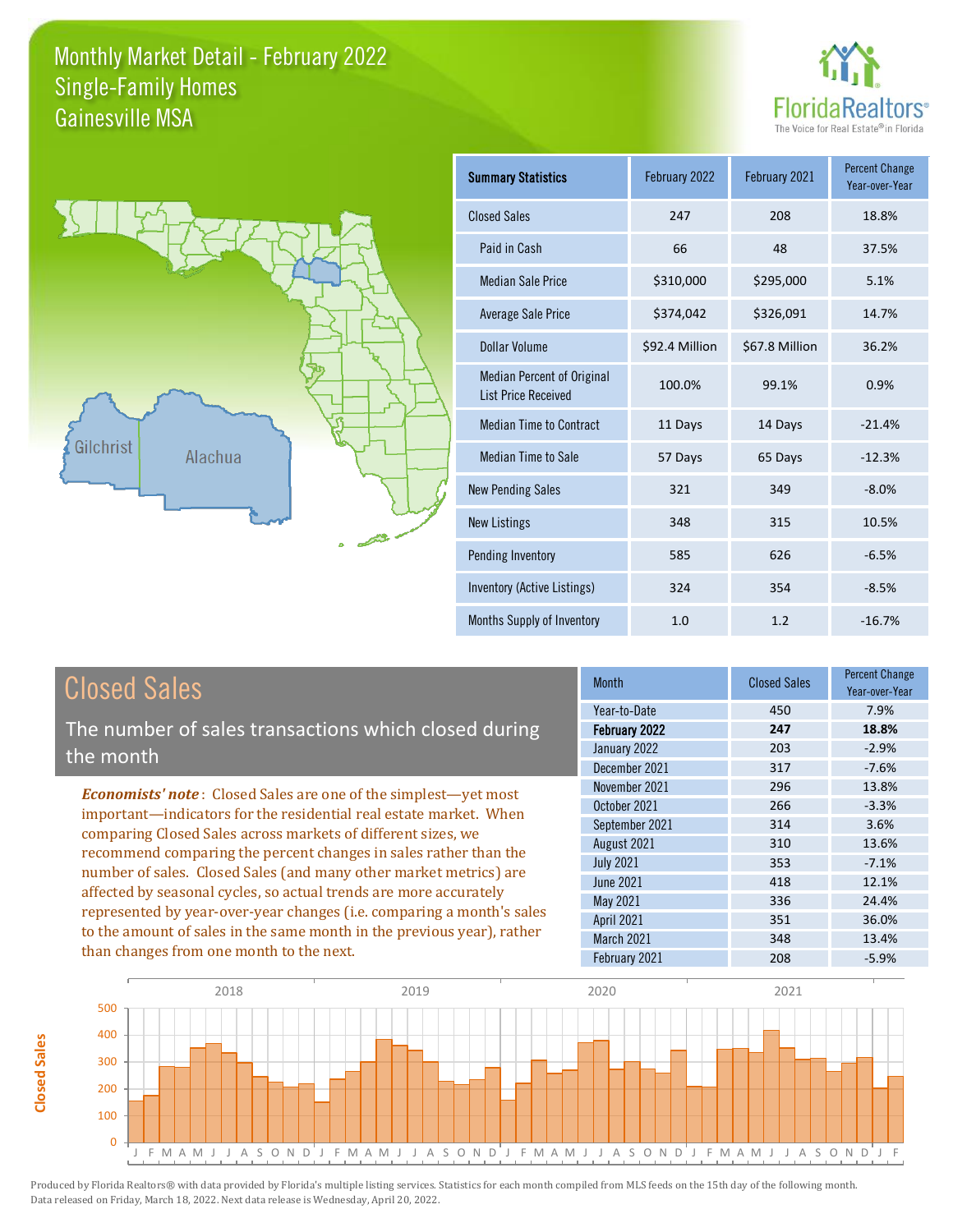# Monthly Market Detail - February 2022
## Single-Family Homes
## Gainesville MSA

FloridaRealtors® The Voice for Real Estate® in Florida

Gilchrist Alachua

| Summary Statistics | February 2022 | February 2021 | Percent Change Year-over-Year |
|---|---|---|---|
| Closed Sales | 247 | 208 | 18.8% |
| Paid in Cash | 66 | 48 | 37.5% |
| Median Sale Price | $310,000 | $295,000 | 5.1% |
| Average Sale Price | $374,042 | $326,091 | 14.7% |
| Dollar Volume | $92.4 Million | $67.8 Million | 36.2% |
| Median Percent of Original List Price Received | 100.0% | 99.1% | 0.9% |
| Median Time to Contract | 11 Days | 14 Days | -21.4% |
| Median Time to Sale | 57 Days | 65 Days | -12.3% |
| New Pending Sales | 321 | 349 | -8.0% |
| New Listings | 348 | 315 | 10.5% |
| Pending Inventory | 585 | 626 | -6.5% |
| Inventory (Active Listings) | 324 | 354 | -8.5% |
| Months Supply of Inventory | 1.0 | 1.2 | -16.7% |

## Closed Sales

The number of sales transactions which closed during the month

***Economists' note***: Closed Sales are one of the simplest—yet most important—indicators for the residential real estate market. When comparing Closed Sales across markets of different sizes, we recommend comparing the percent changes in sales rather than the number of sales. Closed Sales (and many other market metrics) are affected by seasonal cycles, so actual trends are more accurately represented by year-over-year changes (i.e. comparing a month's sales to the amount of sales in the same month in the previous year), rather than changes from one month to the next.

| Month | Closed Sales | Percent Change Year-over-Year |
|---|---|---|
| Year-to-Date | 450 | 7.9% |
| **February 2022** | **247** | **18.8%** |
| January 2022 | 203 | -2.9% |
| December 2021 | 317 | -7.6% |
| November 2021 | 296 | 13.8% |
| October 2021 | 266 | -3.3% |
| September 2021 | 314 | 3.6% |
| August 2021 | 310 | 13.6% |
| July 2021 | 353 | -7.1% |
| June 2021 | 418 | 12.1% |
| May 2021 | 336 | 24.4% |
| April 2021 | 351 | 36.0% |
| March 2021 | 348 | 13.4% |
| February 2021 | 208 | -5.9% |

Produced by Florida Realtors® with data provided by Florida's multiple listing services. Statistics for each month compiled from MLS feeds on the 15th day of the following month. Data released on Friday, March 18, 2022. Next data release is Wednesday, April 20, 2022.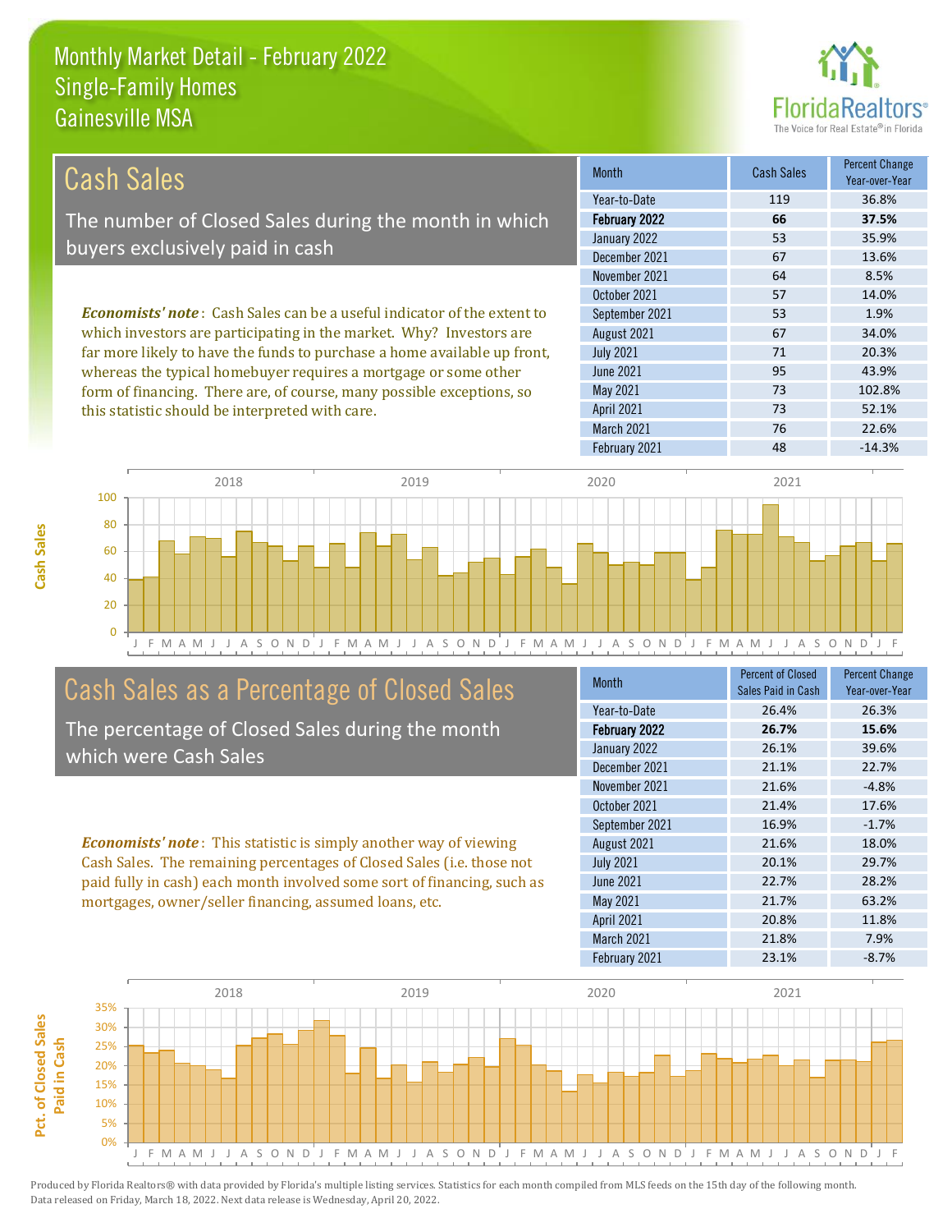# Monthly Market Detail - February 2022
## Single-Family Homes
## Gainesville MSA

## Cash Sales

The number of Closed Sales during the month in which buyers exclusively paid in cash

***Economists' note***: Cash Sales can be a useful indicator of the extent to which investors are participating in the market. Why? Investors are far more likely to have the funds to purchase a home available up front, whereas the typical homebuyer requires a mortgage or some other form of financing. There are, of course, many possible exceptions, so this statistic should be interpreted with care.

| Month | Cash Sales | Percent Change Year-over-Year |
|---|---|---|
| Year-to-Date | 119 | 36.8% |
| **February 2022** | **66** | **37.5%** |
| January 2022 | 53 | 35.9% |
| December 2021 | 67 | 13.6% |
| November 2021 | 64 | 8.5% |
| October 2021 | 57 | 14.0% |
| September 2021 | 53 | 1.9% |
| August 2021 | 67 | 34.0% |
| July 2021 | 71 | 20.3% |
| June 2021 | 95 | 43.9% |
| May 2021 | 73 | 102.8% |
| April 2021 | 73 | 52.1% |
| March 2021 | 76 | 22.6% |
| February 2021 | 48 | -14.3% |

## Cash Sales as a Percentage of Closed Sales

The percentage of Closed Sales during the month which were Cash Sales

***Economists' note***: This statistic is simply another way of viewing Cash Sales. The remaining percentages of Closed Sales (i.e. those not paid fully in cash) each month involved some sort of financing, such as mortgages, owner/seller financing, assumed loans, etc.

| Month | Percent of Closed Sales Paid in Cash | Percent Change Year-over-Year |
|---|---|---|
| Year-to-Date | 26.4% | 26.3% |
| **February 2022** | **26.7%** | **15.6%** |
| January 2022 | 26.1% | 39.6% |
| December 2021 | 21.1% | 22.7% |
| November 2021 | 21.6% | -4.8% |
| October 2021 | 21.4% | 17.6% |
| September 2021 | 16.9% | -1.7% |
| August 2021 | 21.6% | 18.0% |
| July 2021 | 20.1% | 29.7% |
| June 2021 | 22.7% | 28.2% |
| May 2021 | 21.7% | 63.2% |
| April 2021 | 20.8% | 11.8% |
| March 2021 | 21.8% | 7.9% |
| February 2021 | 23.1% | -8.7% |

Produced by Florida Realtors® with data provided by Florida's multiple listing services. Statistics for each month compiled from MLS feeds on the 15th day of the following month. Data released on Friday, March 18, 2022. Next data release is Wednesday, April 20, 2022.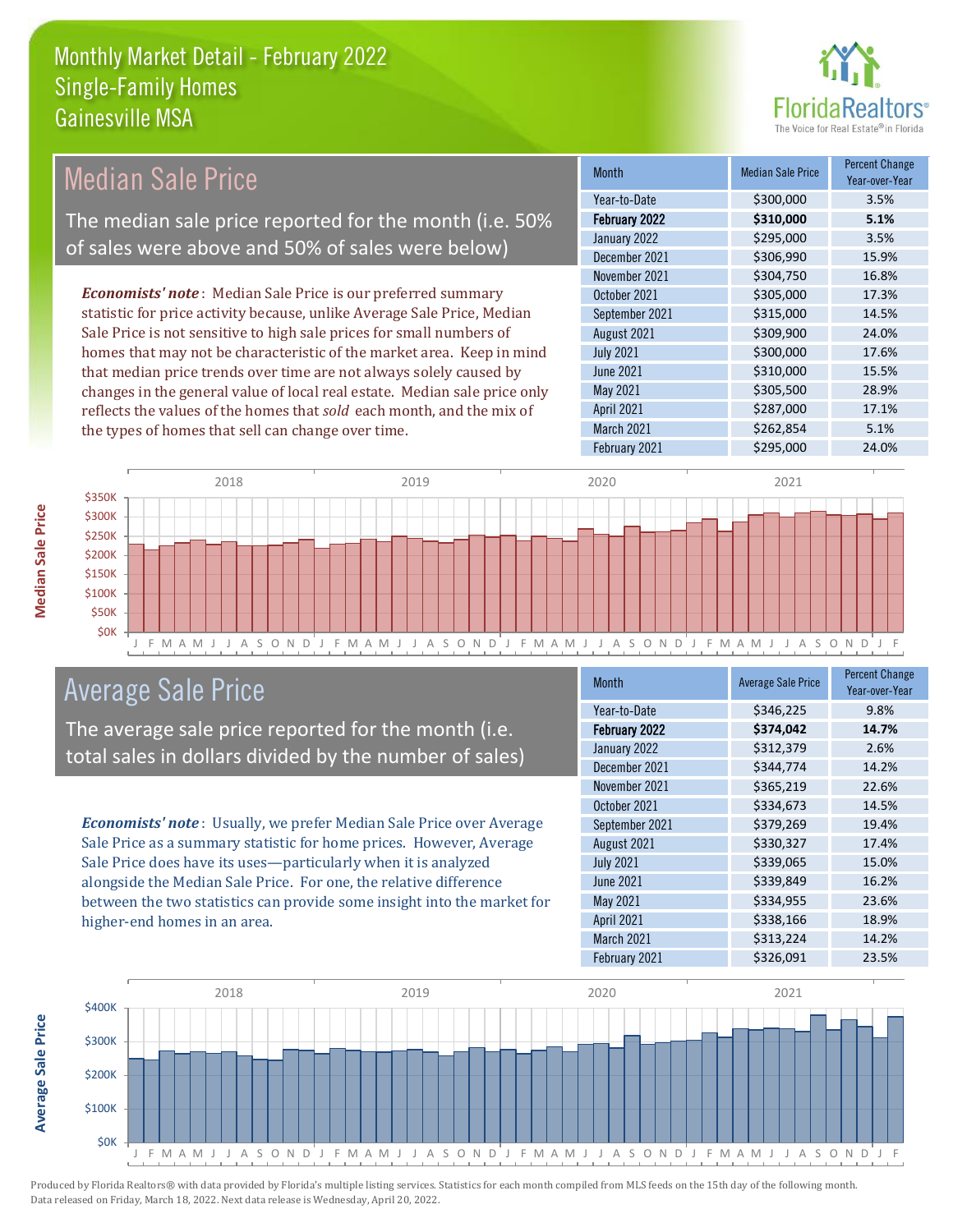# Monthly Market Detail - February 2022
## Single-Family Homes
## Gainesville MSA

## Median Sale Price

The median sale price reported for the month (i.e. 50% of sales were above and 50% of sales were below)

***Economists' note***: Median Sale Price is our preferred summary statistic for price activity because, unlike Average Sale Price, Median Sale Price is not sensitive to high sale prices for small numbers of homes that may not be characteristic of the market area. Keep in mind that median price trends over time are not always solely caused by changes in the general value of local real estate. Median sale price only reflects the values of the homes that *sold* each month, and the mix of the types of homes that sell can change over time.

| Month | Median Sale Price | Percent Change Year-over-Year |
|---|---|---|
| Year-to-Date | $300,000 | 3.5% |
| **February 2022** | **$310,000** | **5.1%** |
| January 2022 | $295,000 | 3.5% |
| December 2021 | $306,990 | 15.9% |
| November 2021 | $304,750 | 16.8% |
| October 2021 | $305,000 | 17.3% |
| September 2021 | $315,000 | 14.5% |
| August 2021 | $309,900 | 24.0% |
| July 2021 | $300,000 | 17.6% |
| June 2021 | $310,000 | 15.5% |
| May 2021 | $305,500 | 28.9% |
| April 2021 | $287,000 | 17.1% |
| March 2021 | $262,854 | 5.1% |
| February 2021 | $295,000 | 24.0% |

## Average Sale Price

The average sale price reported for the month (i.e. total sales in dollars divided by the number of sales)

***Economists' note***: Usually, we prefer Median Sale Price over Average Sale Price as a summary statistic for home prices. However, Average Sale Price does have its uses—particularly when it is analyzed alongside the Median Sale Price. For one, the relative difference between the two statistics can provide some insight into the market for higher-end homes in an area.

| Month | Average Sale Price | Percent Change Year-over-Year |
|---|---|---|
| Year-to-Date | $346,225 | 9.8% |
| **February 2022** | **$374,042** | **14.7%** |
| January 2022 | $312,379 | 2.6% |
| December 2021 | $344,774 | 14.2% |
| November 2021 | $365,219 | 22.6% |
| October 2021 | $334,673 | 14.5% |
| September 2021 | $379,269 | 19.4% |
| August 2021 | $330,327 | 17.4% |
| July 2021 | $339,065 | 15.0% |
| June 2021 | $339,849 | 16.2% |
| May 2021 | $334,955 | 23.6% |
| April 2021 | $338,166 | 18.9% |
| March 2021 | $313,224 | 14.2% |
| February 2021 | $326,091 | 23.5% |

Produced by Florida Realtors® with data provided by Florida's multiple listing services. Statistics for each month compiled from MLS feeds on the 15th day of the following month. Data released on Friday, March 18, 2022. Next data release is Wednesday, April 20, 2022.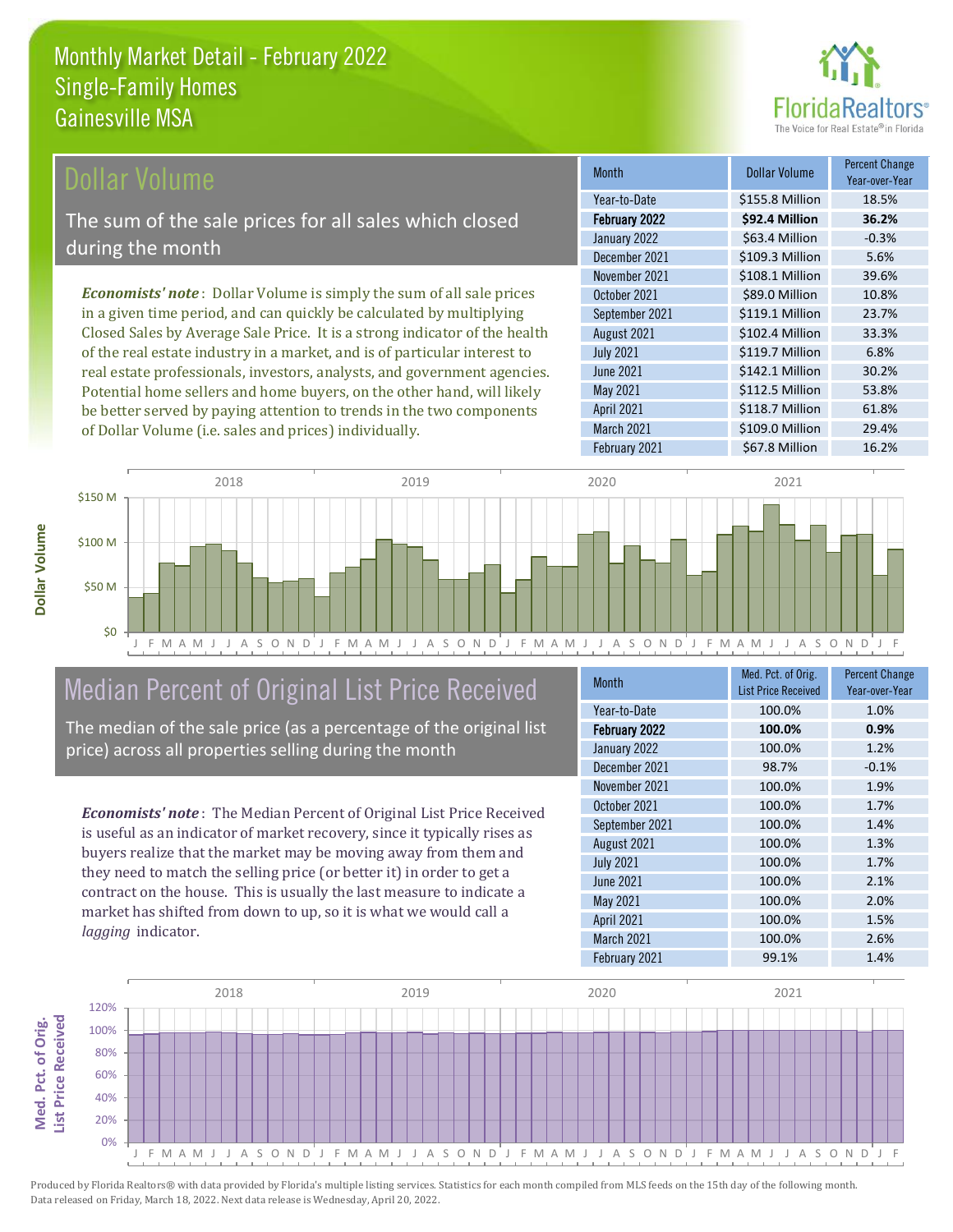# Monthly Market Detail - February 2022
## Single-Family Homes
## Gainesville MSA

## Dollar Volume

The sum of the sale prices for all sales which closed during the month

*Economists' note*: Dollar Volume is simply the sum of all sale prices in a given time period, and can quickly be calculated by multiplying Closed Sales by Average Sale Price. It is a strong indicator of the health of the real estate industry in a market, and is of particular interest to real estate professionals, investors, analysts, and government agencies. Potential home sellers and home buyers, on the other hand, will likely be better served by paying attention to trends in the two components of Dollar Volume (i.e. sales and prices) individually.

| Month | Dollar Volume | Percent Change Year-over-Year |
|---|---|---|
| Year-to-Date | $155.8 Million | 18.5% |
| **February 2022** | **$92.4 Million** | **36.2%** |
| January 2022 | $63.4 Million | -0.3% |
| December 2021 | $109.3 Million | 5.6% |
| November 2021 | $108.1 Million | 39.6% |
| October 2021 | $89.0 Million | 10.8% |
| September 2021 | $119.1 Million | 23.7% |
| August 2021 | $102.4 Million | 33.3% |
| July 2021 | $119.7 Million | 6.8% |
| June 2021 | $142.1 Million | 30.2% |
| May 2021 | $112.5 Million | 53.8% |
| April 2021 | $118.7 Million | 61.8% |
| March 2021 | $109.0 Million | 29.4% |
| February 2021 | $67.8 Million | 16.2% |

## Median Percent of Original List Price Received

The median of the sale price (as a percentage of the original list price) across all properties selling during the month

*Economists' note*: The Median Percent of Original List Price Received is useful as an indicator of market recovery, since it typically rises as buyers realize that the market may be moving away from them and they need to match the selling price (or better it) in order to get a contract on the house. This is usually the last measure to indicate a market has shifted from down to up, so it is what we would call a *lagging* indicator.

| Month | Med. Pct. of Orig. List Price Received | Percent Change Year-over-Year |
|---|---|---|
| Year-to-Date | 100.0% | 1.0% |
| **February 2022** | **100.0%** | **0.9%** |
| January 2022 | 100.0% | 1.2% |
| December 2021 | 98.7% | -0.1% |
| November 2021 | 100.0% | 1.9% |
| October 2021 | 100.0% | 1.7% |
| September 2021 | 100.0% | 1.4% |
| August 2021 | 100.0% | 1.3% |
| July 2021 | 100.0% | 1.7% |
| June 2021 | 100.0% | 2.1% |
| May 2021 | 100.0% | 2.0% |
| April 2021 | 100.0% | 1.5% |
| March 2021 | 100.0% | 2.6% |
| February 2021 | 99.1% | 1.4% |

Produced by Florida Realtors® with data provided by Florida's multiple listing services. Statistics for each month compiled from MLS feeds on the 15th day of the following month. Data released on Friday, March 18, 2022. Next data release is Wednesday, April 20, 2022.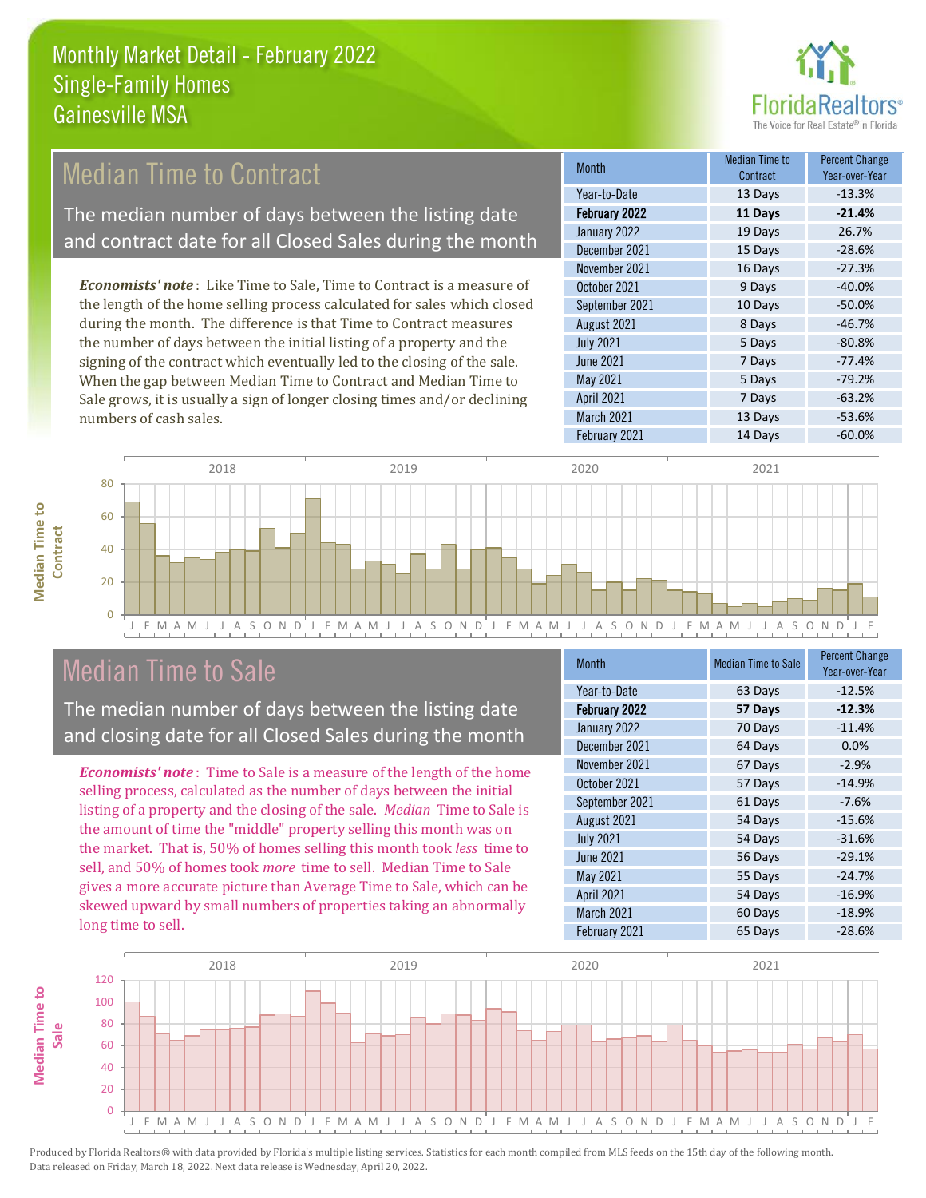# Monthly Market Detail - February 2022
## Single-Family Homes
## Gainesville MSA

## Median Time to Contract

The median number of days between the listing date and contract date for all Closed Sales during the month

*Economists' note*: Like Time to Sale, Time to Contract is a measure of the length of the home selling process calculated for sales which closed during the month. The difference is that Time to Contract measures the number of days between the initial listing of a property and the signing of the contract which eventually led to the closing of the sale. When the gap between Median Time to Contract and Median Time to Sale grows, it is usually a sign of longer closing times and/or declining numbers of cash sales.

| Month | Median Time to Contract | Percent Change Year-over-Year |
|---|---|---|
| Year-to-Date | 13 Days | -13.3% |
| **February 2022** | **11 Days** | **-21.4%** |
| January 2022 | 19 Days | 26.7% |
| December 2021 | 15 Days | -28.6% |
| November 2021 | 16 Days | -27.3% |
| October 2021 | 9 Days | -40.0% |
| September 2021 | 10 Days | -50.0% |
| August 2021 | 8 Days | -46.7% |
| July 2021 | 5 Days | -80.8% |
| June 2021 | 7 Days | -77.4% |
| May 2021 | 5 Days | -79.2% |
| April 2021 | 7 Days | -63.2% |
| March 2021 | 13 Days | -53.6% |
| February 2021 | 14 Days | -60.0% |

## Median Time to Sale

The median number of days between the listing date and closing date for all Closed Sales during the month

*Economists' note*: Time to Sale is a measure of the length of the home selling process, calculated as the number of days between the initial listing of a property and the closing of the sale. *Median* Time to Sale is the amount of time the "middle" property selling this month was on the market. That is, 50% of homes selling this month took *less* time to sell, and 50% of homes took *more* time to sell. Median Time to Sale gives a more accurate picture than Average Time to Sale, which can be skewed upward by small numbers of properties taking an abnormally long time to sell.

| Month | Median Time to Sale | Percent Change Year-over-Year |
|---|---|---|
| Year-to-Date | 63 Days | -12.5% |
| **February 2022** | **57 Days** | **-12.3%** |
| January 2022 | 70 Days | -11.4% |
| December 2021 | 64 Days | 0.0% |
| November 2021 | 67 Days | -2.9% |
| October 2021 | 57 Days | -14.9% |
| September 2021 | 61 Days | -7.6% |
| August 2021 | 54 Days | -15.6% |
| July 2021 | 54 Days | -31.6% |
| June 2021 | 56 Days | -29.1% |
| May 2021 | 55 Days | -24.7% |
| April 2021 | 54 Days | -16.9% |
| March 2021 | 60 Days | -18.9% |
| February 2021 | 65 Days | -28.6% |

Produced by Florida Realtors® with data provided by Florida's multiple listing services. Statistics for each month compiled from MLS feeds on the 15th day of the following month. Data released on Friday, March 18, 2022. Next data release is Wednesday, April 20, 2022.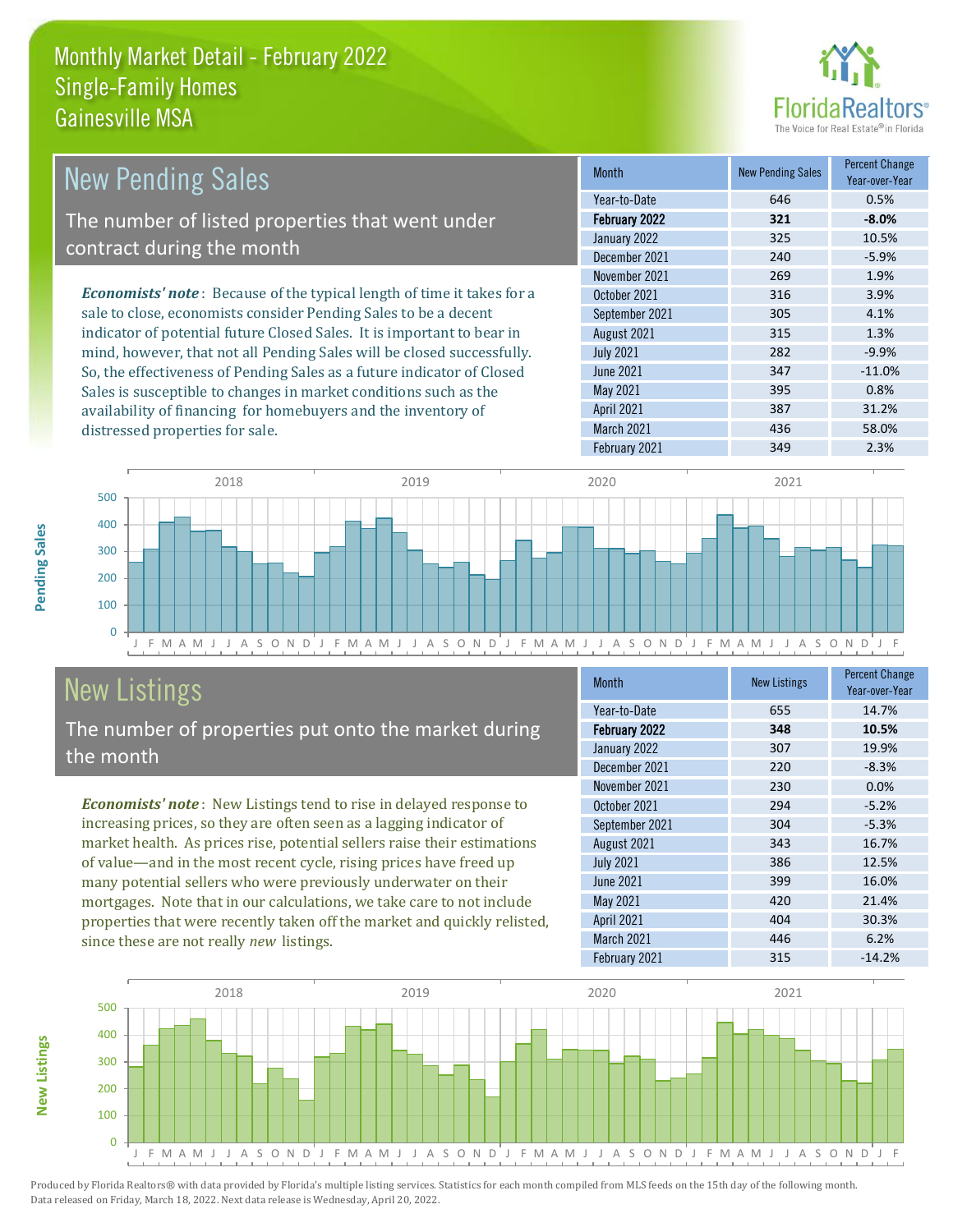# Monthly Market Detail - February 2022
## Single-Family Homes
## Gainesville MSA

## New Pending Sales

The number of listed properties that went under contract during the month

***Economists' note***: Because of the typical length of time it takes for a sale to close, economists consider Pending Sales to be a decent indicator of potential future Closed Sales. It is important to bear in mind, however, that not all Pending Sales will be closed successfully. So, the effectiveness of Pending Sales as a future indicator of Closed Sales is susceptible to changes in market conditions such as the availability of financing for homebuyers and the inventory of distressed properties for sale.

| Month | New Pending Sales | Percent Change Year-over-Year |
|---|---|---|
| Year-to-Date | 646 | 0.5% |
| **February 2022** | **321** | **-8.0%** |
| January 2022 | 325 | 10.5% |
| December 2021 | 240 | -5.9% |
| November 2021 | 269 | 1.9% |
| October 2021 | 316 | 3.9% |
| September 2021 | 305 | 4.1% |
| August 2021 | 315 | 1.3% |
| July 2021 | 282 | -9.9% |
| June 2021 | 347 | -11.0% |
| May 2021 | 395 | 0.8% |
| April 2021 | 387 | 31.2% |
| March 2021 | 436 | 58.0% |
| February 2021 | 349 | 2.3% |

## New Listings

The number of properties put onto the market during the month

***Economists' note***: New Listings tend to rise in delayed response to increasing prices, so they are often seen as a lagging indicator of market health. As prices rise, potential sellers raise their estimations of value—and in the most recent cycle, rising prices have freed up many potential sellers who were previously underwater on their mortgages. Note that in our calculations, we take care to not include properties that were recently taken off the market and quickly relisted, since these are not really *new* listings.

| Month | New Listings | Percent Change Year-over-Year |
|---|---|---|
| Year-to-Date | 655 | 14.7% |
| **February 2022** | **348** | **10.5%** |
| January 2022 | 307 | 19.9% |
| December 2021 | 220 | -8.3% |
| November 2021 | 230 | 0.0% |
| October 2021 | 294 | -5.2% |
| September 2021 | 304 | -5.3% |
| August 2021 | 343 | 16.7% |
| July 2021 | 386 | 12.5% |
| June 2021 | 399 | 16.0% |
| May 2021 | 420 | 21.4% |
| April 2021 | 404 | 30.3% |
| March 2021 | 446 | 6.2% |
| February 2021 | 315 | -14.2% |

Produced by Florida Realtors® with data provided by Florida's multiple listing services. Statistics for each month compiled from MLS feeds on the 15th day of the following month. Data released on Friday, March 18, 2022. Next data release is Wednesday, April 20, 2022.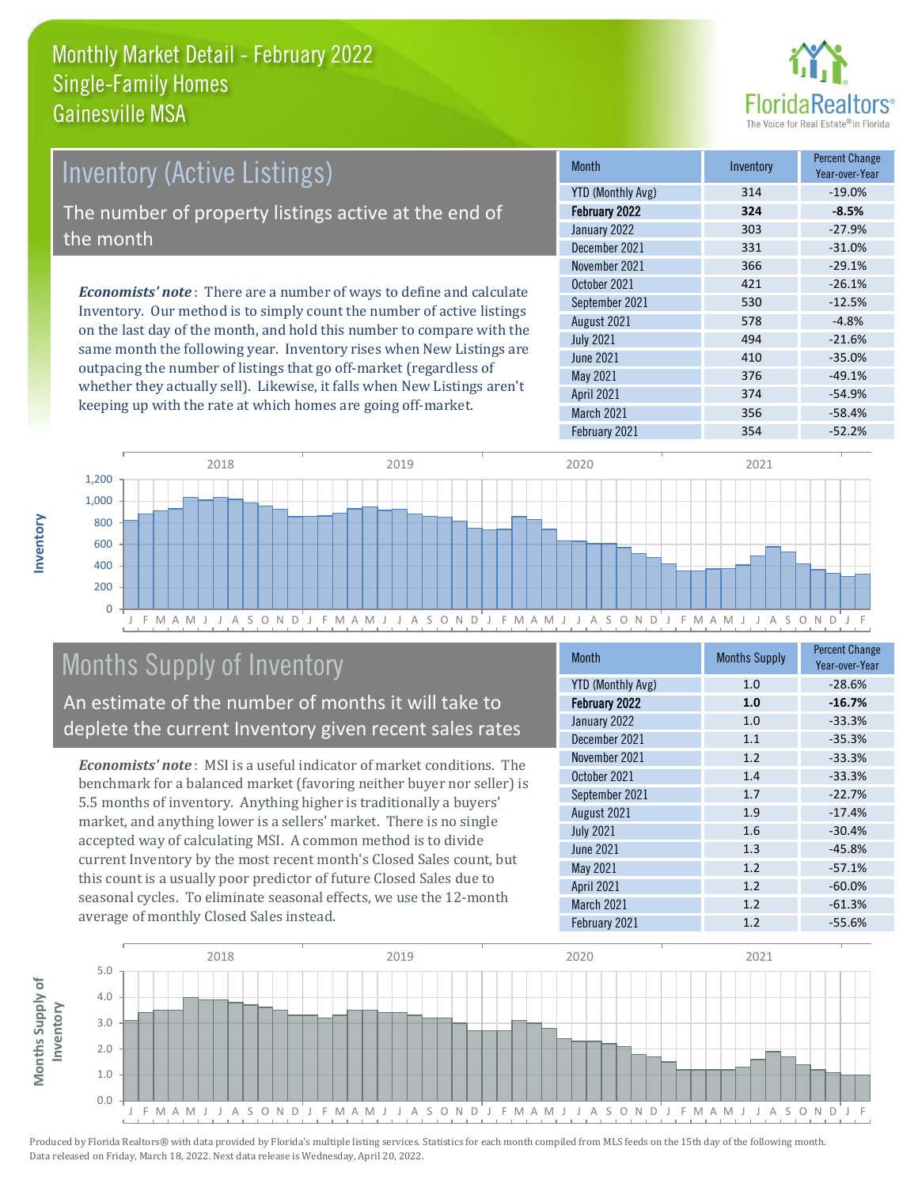# Monthly Market Detail - February 2022
## Single-Family Homes
## Gainesville MSA

## Inventory (Active Listings)

The number of property listings active at the end of the month

***Economists' note***: There are a number of ways to define and calculate Inventory. Our method is to simply count the number of active listings on the last day of the month, and hold this number to compare with the same month the following year. Inventory rises when New Listings are outpacing the number of listings that go off-market (regardless of whether they actually sell). Likewise, it falls when New Listings aren't keeping up with the rate at which homes are going off-market.

| Month | Inventory | Percent Change Year-over-Year |
|---|---|---|
| YTD (Monthly Avg) | 314 | -19.0% |
| **February 2022** | **324** | **-8.5%** |
| January 2022 | 303 | -27.9% |
| December 2021 | 331 | -31.0% |
| November 2021 | 366 | -29.1% |
| October 2021 | 421 | -26.1% |
| September 2021 | 530 | -12.5% |
| August 2021 | 578 | -4.8% |
| July 2021 | 494 | -21.6% |
| June 2021 | 410 | -35.0% |
| May 2021 | 376 | -49.1% |
| April 2021 | 374 | -54.9% |
| March 2021 | 356 | -58.4% |
| February 2021 | 354 | -52.2% |

## Months Supply of Inventory

An estimate of the number of months it will take to deplete the current Inventory given recent sales rates

***Economists' note***: MSI is a useful indicator of market conditions. The benchmark for a balanced market (favoring neither buyer nor seller) is 5.5 months of inventory. Anything higher is traditionally a buyers' market, and anything lower is a sellers' market. There is no single accepted way of calculating MSI. A common method is to divide current Inventory by the most recent month's Closed Sales count, but this count is a usually poor predictor of future Closed Sales due to seasonal cycles. To eliminate seasonal effects, we use the 12-month average of monthly Closed Sales instead.

| Month | Months Supply | Percent Change Year-over-Year |
|---|---|---|
| YTD (Monthly Avg) | 1.0 | -28.6% |
| **February 2022** | **1.0** | **-16.7%** |
| January 2022 | 1.0 | -33.3% |
| December 2021 | 1.1 | -35.3% |
| November 2021 | 1.2 | -33.3% |
| October 2021 | 1.4 | -33.3% |
| September 2021 | 1.7 | -22.7% |
| August 2021 | 1.9 | -17.4% |
| July 2021 | 1.6 | -30.4% |
| June 2021 | 1.3 | -45.8% |
| May 2021 | 1.2 | -57.1% |
| April 2021 | 1.2 | -60.0% |
| March 2021 | 1.2 | -61.3% |
| February 2021 | 1.2 | -55.6% |

Produced by Florida Realtors® with data provided by Florida's multiple listing services. Statistics for each month compiled from MLS feeds on the 15th day of the following month. Data released on Friday, March 18, 2022. Next data release is Wednesday, April 20, 2022.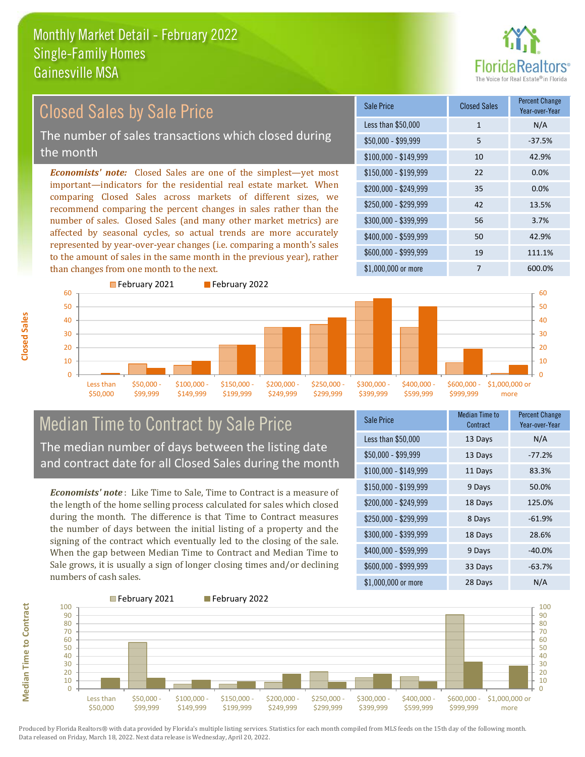# Monthly Market Detail - February 2022
## Single-Family Homes
## Gainesville MSA

## Closed Sales by Sale Price

The number of sales transactions which closed during the month

***Economists' note:*** Closed Sales are one of the simplest—yet most important—indicators for the residential real estate market. When comparing Closed Sales across markets of different sizes, we recommend comparing the percent changes in sales rather than the number of sales. Closed Sales (and many other market metrics) are affected by seasonal cycles, so actual trends are more accurately represented by year-over-year changes (i.e. comparing a month's sales to the amount of sales in the same month in the previous year), rather than changes from one month to the next.

| Sale Price | Closed Sales | Percent Change Year-over-Year |
|---|---|---|
| Less than $50,000 | 1 | N/A |
| $50,000 - $99,999 | 5 | -37.5% |
| $100,000 - $149,999 | 10 | 42.9% |
| $150,000 - $199,999 | 22 | 0.0% |
| $200,000 - $249,999 | 35 | 0.0% |
| $250,000 - $299,999 | 42 | 13.5% |
| $300,000 - $399,999 | 56 | 3.7% |
| $400,000 - $599,999 | 50 | 42.9% |
| $600,000 - $999,999 | 19 | 111.1% |
| $1,000,000 or more | 7 | 600.0% |

## Median Time to Contract by Sale Price

The median number of days between the listing date and contract date for all Closed Sales during the month

***Economists' note***: Like Time to Sale, Time to Contract is a measure of the length of the home selling process calculated for sales which closed during the month. The difference is that Time to Contract measures the number of days between the initial listing of a property and the signing of the contract which eventually led to the closing of the sale. When the gap between Median Time to Contract and Median Time to Sale grows, it is usually a sign of longer closing times and/or declining numbers of cash sales.

| Sale Price | Median Time to Contract | Percent Change Year-over-Year |
|---|---|---|
| Less than $50,000 | 13 Days | N/A |
| $50,000 - $99,999 | 13 Days | -77.2% |
| $100,000 - $149,999 | 11 Days | 83.3% |
| $150,000 - $199,999 | 9 Days | 50.0% |
| $200,000 - $249,999 | 18 Days | 125.0% |
| $250,000 - $299,999 | 8 Days | -61.9% |
| $300,000 - $399,999 | 18 Days | 28.6% |
| $400,000 - $599,999 | 9 Days | -40.0% |
| $600,000 - $999,999 | 33 Days | -63.7% |
| $1,000,000 or more | 28 Days | N/A |

Produced by Florida Realtors® with data provided by Florida's multiple listing services. Statistics for each month compiled from MLS feeds on the 15th day of the following month. Data released on Friday, March 18, 2022. Next data release is Wednesday, April 20, 2022.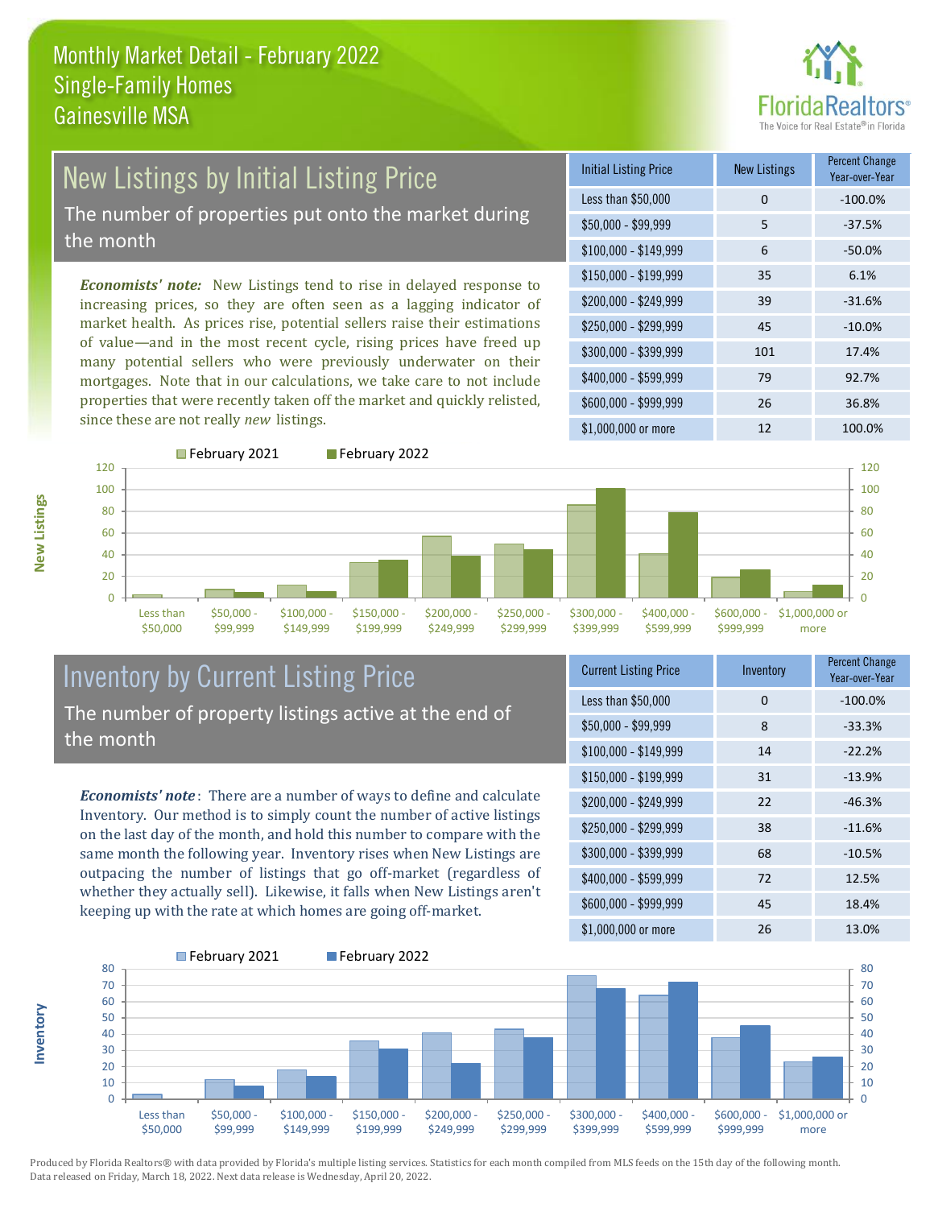# Monthly Market Detail - February 2022
## Single-Family Homes
## Gainesville MSA

FloridaRealtors® The Voice for Real Estate® in Florida

## New Listings by Initial Listing Price

The number of properties put onto the market during the month

*Economists' note:* New Listings tend to rise in delayed response to increasing prices, so they are often seen as a lagging indicator of market health. As prices rise, potential sellers raise their estimations of value—and in the most recent cycle, rising prices have freed up many potential sellers who were previously underwater on their mortgages. Note that in our calculations, we take care to not include properties that were recently taken off the market and quickly relisted, since these are not really *new* listings.

| Initial Listing Price | New Listings | Percent Change Year-over-Year |
|---|---|---|
| Less than $50,000 | 0 | -100.0% |
| $50,000 - $99,999 | 5 | -37.5% |
| $100,000 - $149,999 | 6 | -50.0% |
| $150,000 - $199,999 | 35 | 6.1% |
| $200,000 - $249,999 | 39 | -31.6% |
| $250,000 - $299,999 | 45 | -10.0% |
| $300,000 - $399,999 | 101 | 17.4% |
| $400,000 - $599,999 | 79 | 92.7% |
| $600,000 - $999,999 | 26 | 36.8% |
| $1,000,000 or more | 12 | 100.0% |

## Inventory by Current Listing Price

The number of property listings active at the end of the month

*Economists' note*: There are a number of ways to define and calculate Inventory. Our method is to simply count the number of active listings on the last day of the month, and hold this number to compare with the same month the following year. Inventory rises when New Listings are outpacing the number of listings that go off-market (regardless of whether they actually sell). Likewise, it falls when New Listings aren't keeping up with the rate at which homes are going off-market.

| Current Listing Price | Inventory | Percent Change Year-over-Year |
|---|---|---|
| Less than $50,000 | 0 | -100.0% |
| $50,000 - $99,999 | 8 | -33.3% |
| $100,000 - $149,999 | 14 | -22.2% |
| $150,000 - $199,999 | 31 | -13.9% |
| $200,000 - $249,999 | 22 | -46.3% |
| $250,000 - $299,999 | 38 | -11.6% |
| $300,000 - $399,999 | 68 | -10.5% |
| $400,000 - $599,999 | 72 | 12.5% |
| $600,000 - $999,999 | 45 | 18.4% |
| $1,000,000 or more | 26 | 13.0% |

Produced by Florida Realtors® with data provided by Florida's multiple listing services. Statistics for each month compiled from MLS feeds on the 15th day of the following month. Data released on Friday, March 18, 2022. Next data release is Wednesday, April 20, 2022.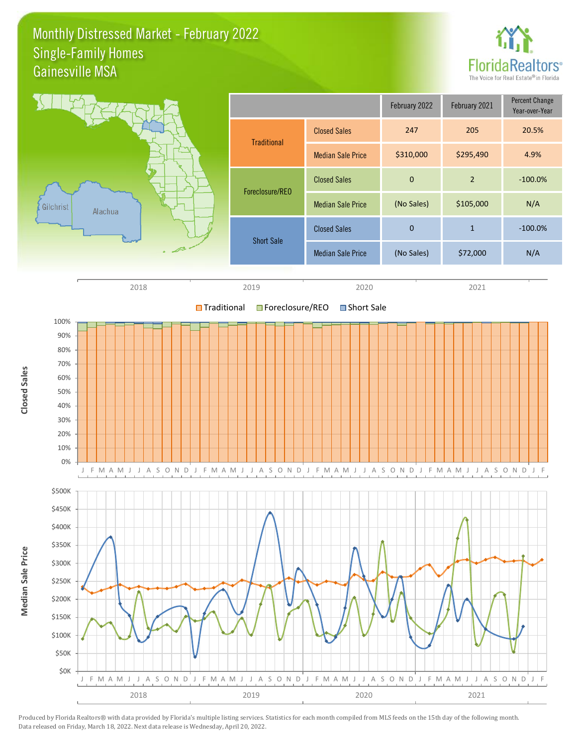# Monthly Distressed Market - February 2022
## Single-Family Homes
## Gainesville MSA

FloridaRealtors® The Voice for Real Estate® in Florida

Gilchrist
Alachua

| | | February 2022 | February 2021 | Percent Change Year-over-Year |
|---|---|---|---|---|
| Traditional | Closed Sales | 247 | 205 | 20.5% |
| | Median Sale Price | $310,000 | $295,490 | 4.9% |
| Foreclosure/REO | Closed Sales | 0 | 2 | -100.0% |
| | Median Sale Price | (No Sales) | $105,000 | N/A |
| Short Sale | Closed Sales | 0 | 1 | -100.0% |
| | Median Sale Price | (No Sales) | $72,000 | N/A |

2018 2019 2020 2021

Traditional Foreclosure/REO Short Sale

Closed Sales

100% 90% 80% 70% 60% 50% 40% 30% 20% 10% 0%

J F M A M J J A S O N D J F M A M J J A S O N D J F M A M J J A S O N D J F M A M J J A S O N D J F

Median Sale Price

$500K $450K $400K $350K $300K $250K $200K $150K $100K $50K $0K

J F M A M J J A S O N D J F M A M J J A S O N D J F M A M J J A S O N D J F M A M J J A S O N D J F

2018 2019 2020 2021

Produced by Florida Realtors® with data provided by Florida's multiple listing services. Statistics for each month compiled from MLS feeds on the 15th day of the following month. Data released on Friday, March 18, 2022. Next data release is Wednesday, April 20, 2022.